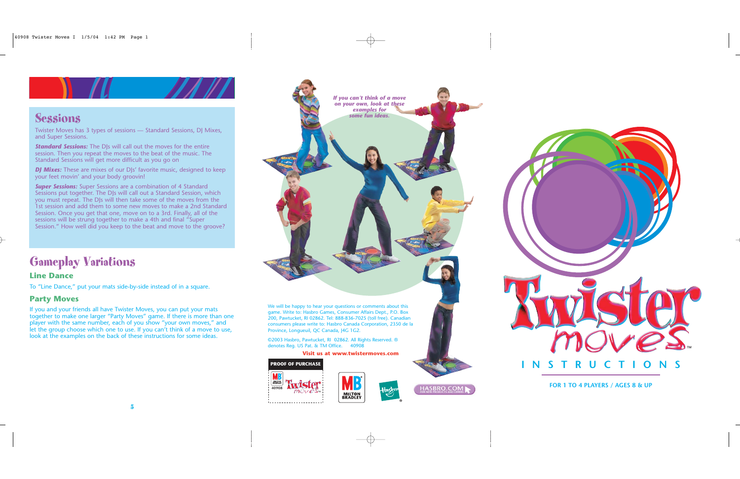## Sessions

Twister Moves has 3 types of sessions — Standard Sessions, DJ Mixes, and Super Sessions.

***Standard Sessions:*** The DJs will call out the moves for the entire session. Then you repeat the moves to the beat of the music. The Standard Sessions will get more difficult as you go on

***DJ Mixes:*** These are mixes of our DJs' favorite music, designed to keep your feet movin' and your body groovin!

***Super Sessions:*** Super Sessions are a combination of 4 Standard Sessions put together. The DJs will call out a Standard Session, which you must repeat. The DJs will then take some of the moves from the 1st session and add them to some new moves to make a 2nd Standard Session. Once you get that one, move on to a 3rd. Finally, all of the sessions will be strung together to make a 4th and final "Super Session." How well did you keep to the beat and move to the groove?

## Gameplay Variations

### Line Dance

To "Line Dance," put your mats side-by-side instead of in a square.

### Party Moves

If you and your friends all have Twister Moves, you can put your mats together to make one larger "Party Moves" game. If there is more than one player with the same number, each of you show "your own moves," and let the group choose which one to use. If you can't think of a move to use, look at the examples on the back of these instructions for some ideas.

*If you can't think of a move on your own, look at these examples for some fun ideas.*

We will be happy to hear your questions or comments about this game. Write to: Hasbro Games, Consumer Affairs Dept., P.O. Box 200, Pawtucket, RI 02862. Tel: 888-836-7025 (toll free). Canadian consumers please write to: Hasbro Canada Corporation, 2350 de la Province, Longueuil, QC Canada, J4G 1G2.

©2003 Hasbro, Pawtucket, RI 02862. All Rights Reserved. ® denotes Reg. US Pat. & TM Office. 40908

**Visit us at www.twistermoves.com**

PROOF OF PURCHASE

40908

# Twister moves™

## INSTRUCTIONS

FOR 1 TO 4 PLAYERS / AGES 8 & UP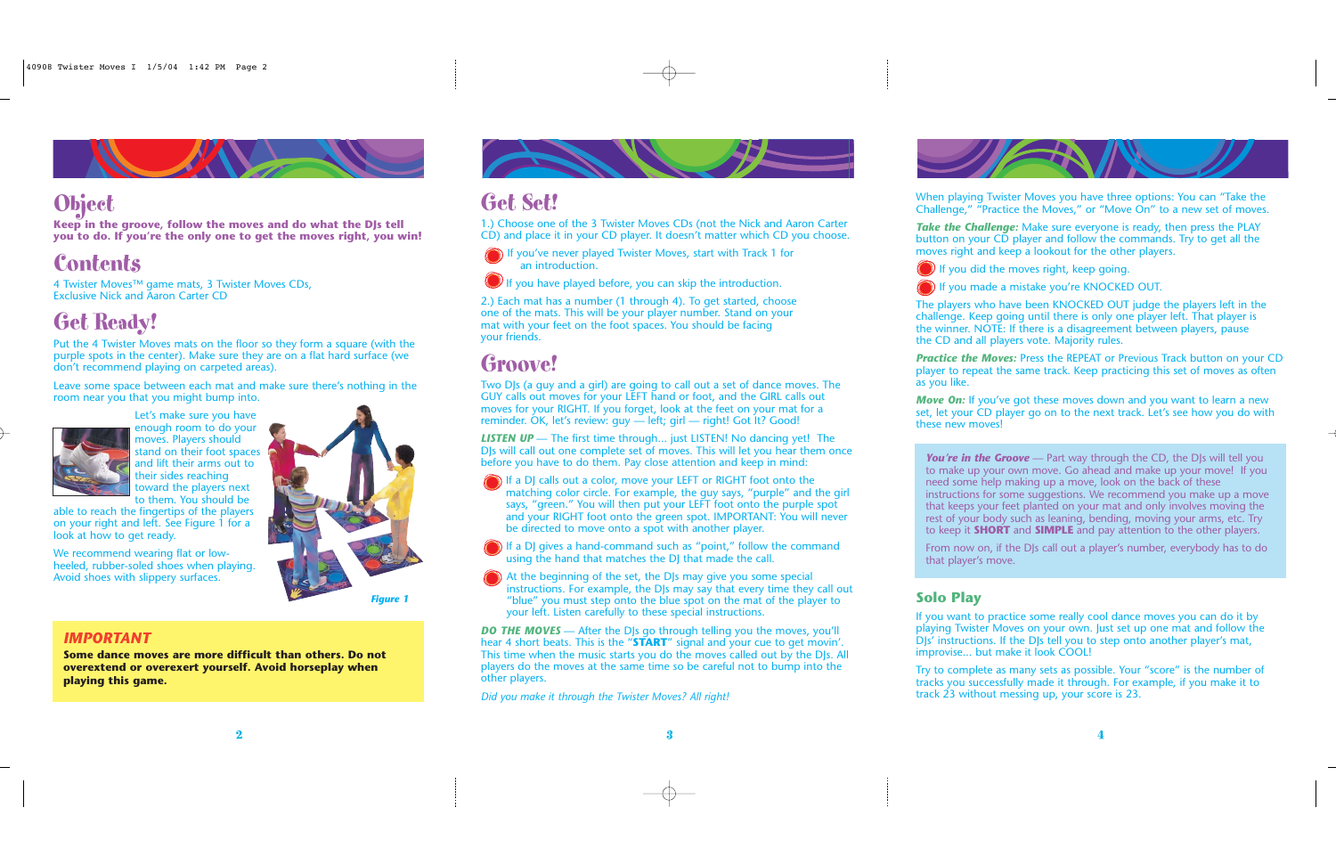# Object

**Keep in the groove, follow the moves and do what the DJs tell you to do. If you're the only one to get the moves right, you win!**

# Contents

4 Twister Moves™ game mats, 3 Twister Moves CDs,
Exclusive Nick and Aaron Carter CD

# Get Ready!

Put the 4 Twister Moves mats on the floor so they form a square (with the purple spots in the center). Make sure they are on a flat hard surface (we don't recommend playing on carpeted areas).

Leave some space between each mat and make sure there's nothing in the room near you that you might bump into.

Let's make sure you have enough room to do your moves. Players should stand on their foot spaces and lift their arms out to their sides reaching toward the players next to them. You should be able to reach the fingertips of the players on your right and left. See Figure 1 for a look at how to get ready.

We recommend wearing flat or low-heeled, rubber-soled shoes when playing. Avoid shoes with slippery surfaces.

*Figure 1*

***IMPORTANT***

**Some dance moves are more difficult than others. Do not overextend or overexert yourself. Avoid horseplay when playing this game.**

# Get Set!

1.) Choose one of the 3 Twister Moves CDs (not the Nick and Aaron Carter CD) and place it in your CD player. It doesn't matter which CD you choose.

- If you've never played Twister Moves, start with Track 1 for an introduction.
- If you have played before, you can skip the introduction.

2.) Each mat has a number (1 through 4). To get started, choose one of the mats. This will be your player number. Stand on your mat with your feet on the foot spaces. You should be facing your friends.

# Groove!

Two DJs (a guy and a girl) are going to call out a set of dance moves. The GUY calls out moves for your LEFT hand or foot, and the GIRL calls out moves for your RIGHT. If you forget, look at the feet on your mat for a reminder. OK, let's review: guy — left; girl — right! Got It? Good!

***LISTEN UP*** — The first time through... just LISTEN! No dancing yet! The DJs will call out one complete set of moves. This will let you hear them once before you have to do them. Pay close attention and keep in mind:

- If a DJ calls out a color, move your LEFT or RIGHT foot onto the matching color circle. For example, the guy says, "purple" and the girl says, "green." You will then put your LEFT foot onto the purple spot and your RIGHT foot onto the green spot. IMPORTANT: You will never be directed to move onto a spot with another player.
- If a DJ gives a hand-command such as "point," follow the command using the hand that matches the DJ that made the call.
- At the beginning of the set, the DJs may give you some special instructions. For example, the DJs may say that every time they call out "blue" you must step onto the blue spot on the mat of the player to your left. Listen carefully to these special instructions.

***DO THE MOVES*** — After the DJs go through telling you the moves, you'll hear 4 short beats. This is the "**START**" signal and your cue to get movin'. This time when the music starts you do the moves called out by the DJs. All players do the moves at the same time so be careful not to bump into the other players.

*Did you make it through the Twister Moves? All right!*

When playing Twister Moves you have three options: You can "Take the Challenge," "Practice the Moves," or "Move On" to a new set of moves.

***Take the Challenge:*** Make sure everyone is ready, then press the PLAY button on your CD player and follow the commands. Try to get all the moves right and keep a lookout for the other players.

- If you did the moves right, keep going.
- If you made a mistake you're KNOCKED OUT.

The players who have been KNOCKED OUT judge the players left in the challenge. Keep going until there is only one player left. That player is the winner. NOTE: If there is a disagreement between players, pause the CD and all players vote. Majority rules.

***Practice the Moves:*** Press the REPEAT or Previous Track button on your CD player to repeat the same track. Keep practicing this set of moves as often as you like.

***Move On:*** If you've got these moves down and you want to learn a new set, let your CD player go on to the next track. Let's see how you do with these new moves!

***You're in the Groove*** — Part way through the CD, the DJs will tell you to make up your own move. Go ahead and make up your move! If you need some help making up a move, look on the back of these instructions for some suggestions. We recommend you make up a move that keeps your feet planted on your mat and only involves moving the rest of your body such as leaning, bending, moving your arms, etc. Try to keep it **SHORT** and **SIMPLE** and pay attention to the other players.

From now on, if the DJs call out a player's number, everybody has to do that player's move.

## Solo Play

If you want to practice some really cool dance moves you can do it by playing Twister Moves on your own. Just set up one mat and follow the DJs' instructions. If the DJs tell you to step onto another player's mat, improvise... but make it look COOL!

Try to complete as many sets as possible. Your "score" is the number of tracks you successfully made it through. For example, if you make it to track 23 without messing up, your score is 23.